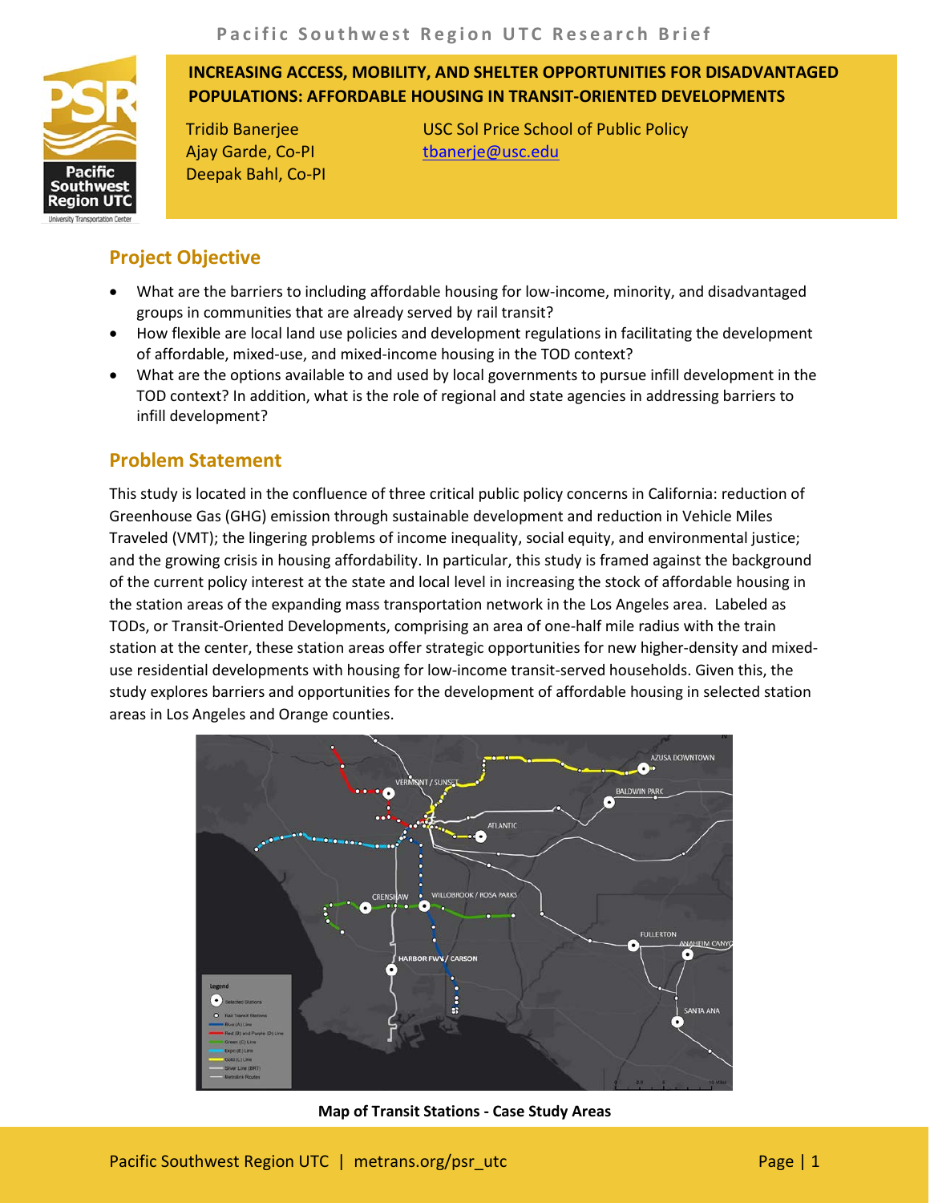# INCREASING ACCESS, MOBILITY, AND SHELTER OPPORTUNITIES FOR DISADVANTAGED POPULATIONS: AFFORDABLE HOUSING IN TRANSIT-ORIENTED DEVELOPMENTS

Tridib Banerjee
Ajay Garde, Co-PI
Deepak Bahl, Co-PI

USC Sol Price School of Public Policy
tbanerje@usc.edu

## Project Objective

- What are the barriers to including affordable housing for low-income, minority, and disadvantaged groups in communities that are already served by rail transit?
- How flexible are local land use policies and development regulations in facilitating the development of affordable, mixed-use, and mixed-income housing in the TOD context?
- What are the options available to and used by local governments to pursue infill development in the TOD context? In addition, what is the role of regional and state agencies in addressing barriers to infill development?

## Problem Statement

This study is located in the confluence of three critical public policy concerns in California: reduction of Greenhouse Gas (GHG) emission through sustainable development and reduction in Vehicle Miles Traveled (VMT); the lingering problems of income inequality, social equity, and environmental justice; and the growing crisis in housing affordability. In particular, this study is framed against the background of the current policy interest at the state and local level in increasing the stock of affordable housing in the station areas of the expanding mass transportation network in the Los Angeles area. Labeled as TODs, or Transit-Oriented Developments, comprising an area of one-half mile radius with the train station at the center, these station areas offer strategic opportunities for new higher-density and mixed-use residential developments with housing for low-income transit-served households. Given this, the study explores barriers and opportunities for the development of affordable housing in selected station areas in Los Angeles and Orange counties.

**Map of Transit Stations - Case Study Areas**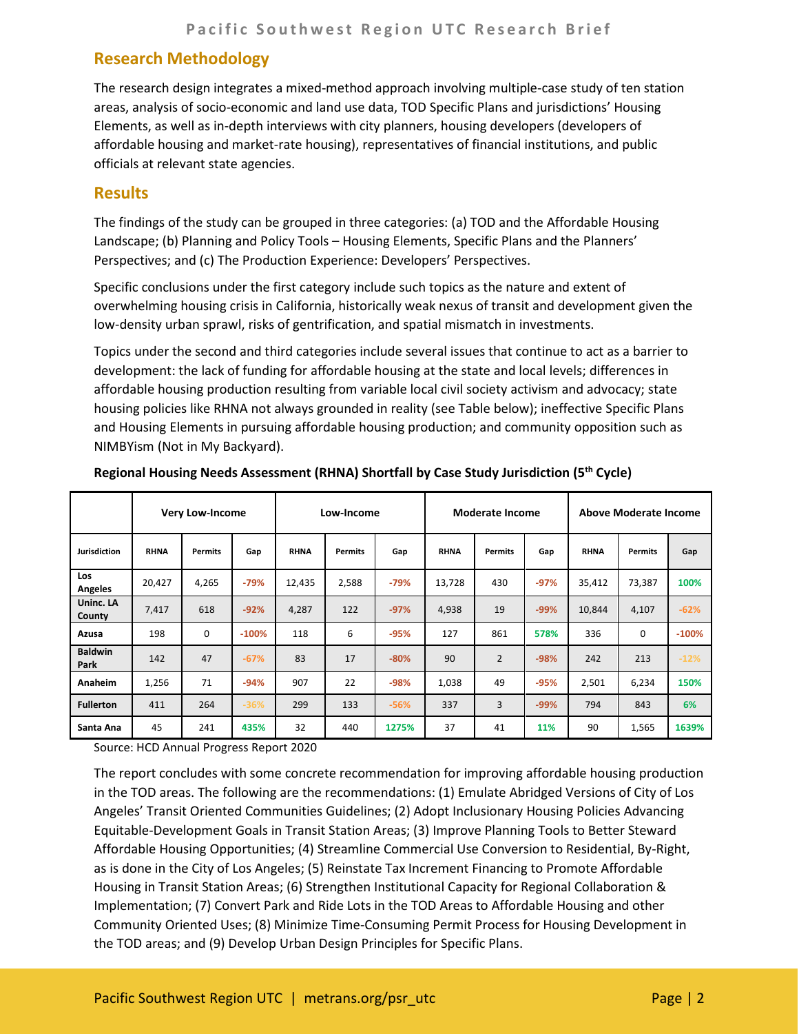## Research Methodology

The research design integrates a mixed-method approach involving multiple-case study of ten station areas, analysis of socio-economic and land use data, TOD Specific Plans and jurisdictions' Housing Elements, as well as in-depth interviews with city planners, housing developers (developers of affordable housing and market-rate housing), representatives of financial institutions, and public officials at relevant state agencies.

## Results

The findings of the study can be grouped in three categories: (a) TOD and the Affordable Housing Landscape; (b) Planning and Policy Tools – Housing Elements, Specific Plans and the Planners' Perspectives; and (c) The Production Experience: Developers' Perspectives.

Specific conclusions under the first category include such topics as the nature and extent of overwhelming housing crisis in California, historically weak nexus of transit and development given the low-density urban sprawl, risks of gentrification, and spatial mismatch in investments.

Topics under the second and third categories include several issues that continue to act as a barrier to development: the lack of funding for affordable housing at the state and local levels; differences in affordable housing production resulting from variable local civil society activism and advocacy; state housing policies like RHNA not always grounded in reality (see Table below); ineffective Specific Plans and Housing Elements in pursuing affordable housing production; and community opposition such as NIMBYism (Not in My Backyard).

**Regional Housing Needs Assessment (RHNA) Shortfall by Case Study Jurisdiction (5th Cycle)**

| | Very Low-Income | | | Low-Income | | | Moderate Income | | | Above Moderate Income | | |
|---|---|---|---|---|---|---|---|---|---|---|---|---|
| **Jurisdiction** | **RHNA** | **Permits** | **Gap** | **RHNA** | **Permits** | **Gap** | **RHNA** | **Permits** | **Gap** | **RHNA** | **Permits** | **Gap** |
| **Los Angeles** | 20,427 | 4,265 | -79% | 12,435 | 2,588 | -79% | 13,728 | 430 | -97% | 35,412 | 73,387 | 100% |
| **Uninc. LA County** | 7,417 | 618 | -92% | 4,287 | 122 | -97% | 4,938 | 19 | -99% | 10,844 | 4,107 | -62% |
| **Azusa** | 198 | 0 | -100% | 118 | 6 | -95% | 127 | 861 | 578% | 336 | 0 | -100% |
| **Baldwin Park** | 142 | 47 | -67% | 83 | 17 | -80% | 90 | 2 | -98% | 242 | 213 | -12% |
| **Anaheim** | 1,256 | 71 | -94% | 907 | 22 | -98% | 1,038 | 49 | -95% | 2,501 | 6,234 | 150% |
| **Fullerton** | 411 | 264 | -36% | 299 | 133 | -56% | 337 | 3 | -99% | 794 | 843 | 6% |
| **Santa Ana** | 45 | 241 | 435% | 32 | 440 | 1275% | 37 | 41 | 11% | 90 | 1,565 | 1639% |

Source: HCD Annual Progress Report 2020

The report concludes with some concrete recommendation for improving affordable housing production in the TOD areas. The following are the recommendations: (1) Emulate Abridged Versions of City of Los Angeles' Transit Oriented Communities Guidelines; (2) Adopt Inclusionary Housing Policies Advancing Equitable-Development Goals in Transit Station Areas; (3) Improve Planning Tools to Better Steward Affordable Housing Opportunities; (4) Streamline Commercial Use Conversion to Residential, By-Right, as is done in the City of Los Angeles; (5) Reinstate Tax Increment Financing to Promote Affordable Housing in Transit Station Areas; (6) Strengthen Institutional Capacity for Regional Collaboration & Implementation; (7) Convert Park and Ride Lots in the TOD Areas to Affordable Housing and other Community Oriented Uses; (8) Minimize Time-Consuming Permit Process for Housing Development in the TOD areas; and (9) Develop Urban Design Principles for Specific Plans.